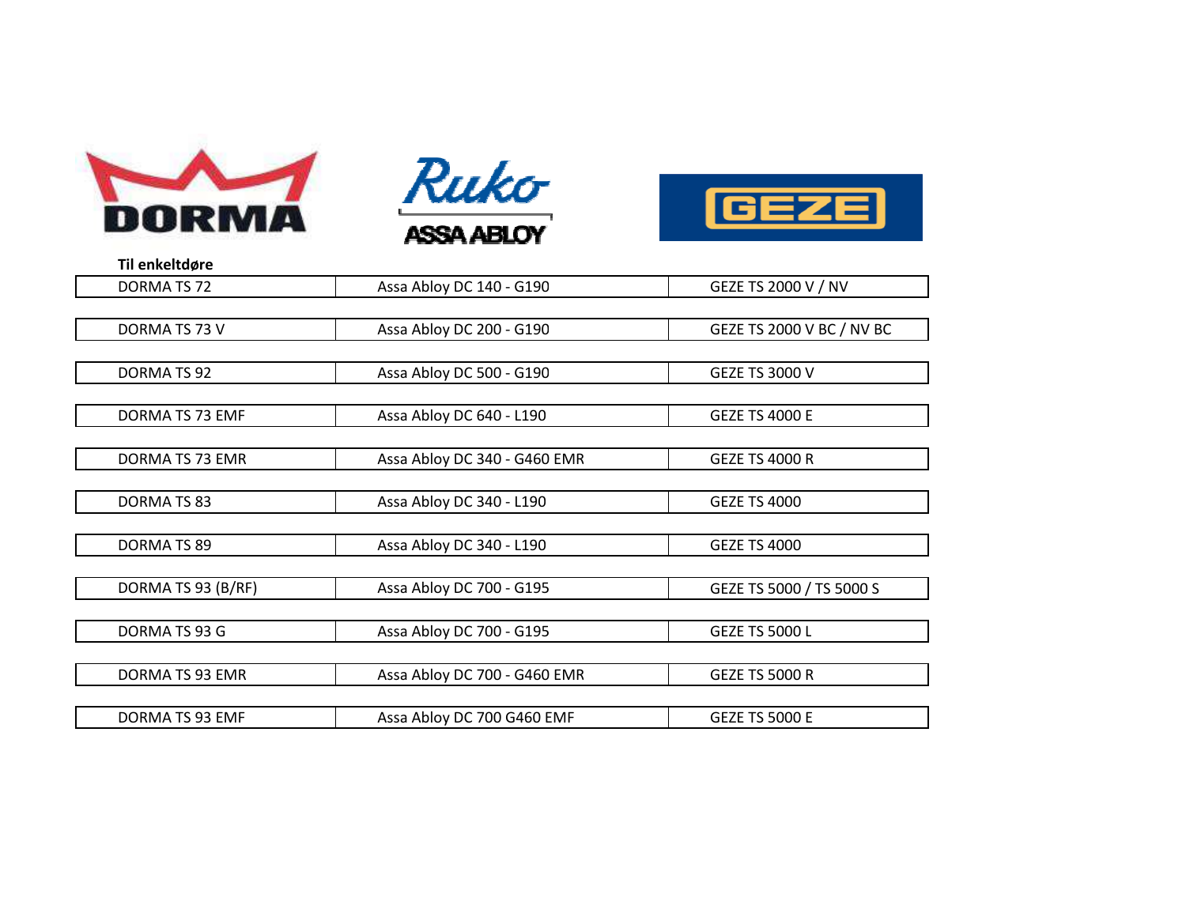DORMA | Ruko ASSA ABLOY | GEZE

**Til enkeltdøre**

| DORMA | Ruko ASSA ABLOY | GEZE |
| --- | --- | --- |
| DORMA TS 72 | Assa Abloy DC 140 - G190 | GEZE TS 2000 V / NV |
| DORMA TS 73 V | Assa Abloy DC 200 - G190 | GEZE TS 2000 V BC / NV BC |
| DORMA TS 92 | Assa Abloy DC 500 - G190 | GEZE TS 3000 V |
| DORMA TS 73 EMF | Assa Abloy DC 640 - L190 | GEZE TS 4000 E |
| DORMA TS 73 EMR | Assa Abloy DC 340 - G460 EMR | GEZE TS 4000 R |
| DORMA TS 83 | Assa Abloy DC 340 - L190 | GEZE TS 4000 |
| DORMA TS 89 | Assa Abloy DC 340 - L190 | GEZE TS 4000 |
| DORMA TS 93 (B/RF) | Assa Abloy DC 700 - G195 | GEZE TS 5000 / TS 5000 S |
| DORMA TS 93 G | Assa Abloy DC 700 - G195 | GEZE TS 5000 L |
| DORMA TS 93 EMR | Assa Abloy DC 700 - G460 EMR | GEZE TS 5000 R |
| DORMA TS 93 EMF | Assa Abloy DC 700 G460 EMF | GEZE TS 5000 E |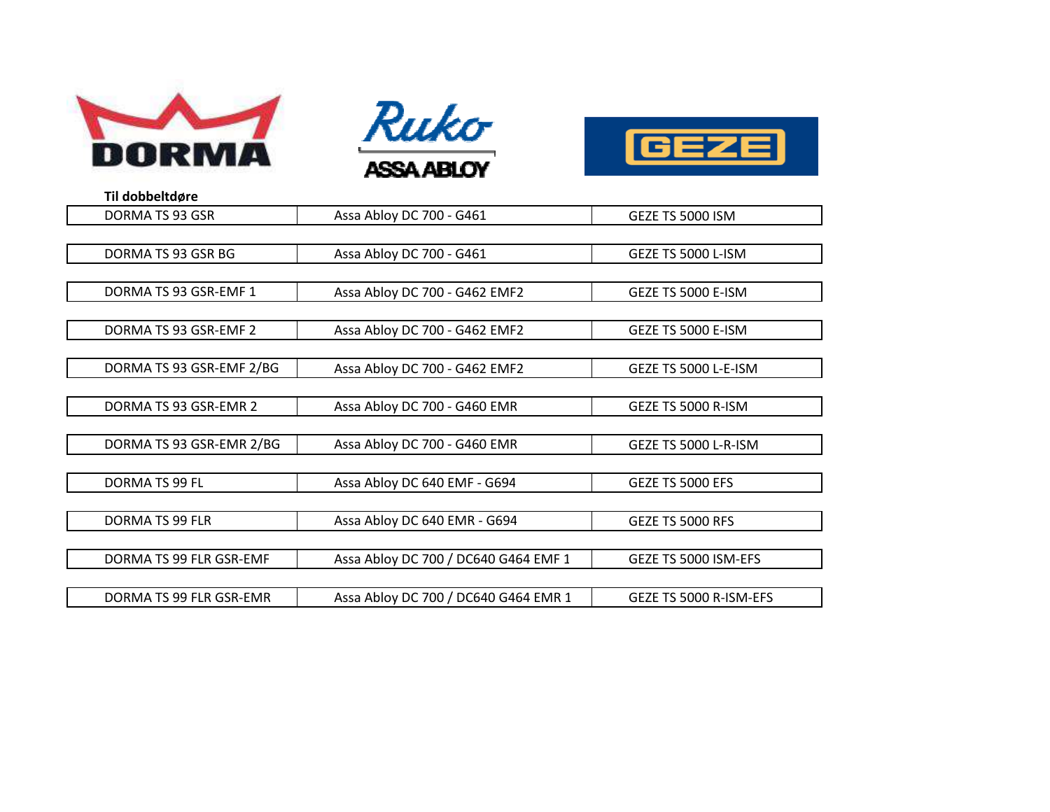DORMA

Ruko ASSA ABLOY

GEZE

**Til dobbeltdøre**

| | | |
|---|---|---|
| DORMA TS 93 GSR | Assa Abloy DC 700 - G461 | GEZE TS 5000 ISM |
| DORMA TS 93 GSR BG | Assa Abloy DC 700 - G461 | GEZE TS 5000 L-ISM |
| DORMA TS 93 GSR-EMF 1 | Assa Abloy DC 700 - G462 EMF2 | GEZE TS 5000 E-ISM |
| DORMA TS 93 GSR-EMF 2 | Assa Abloy DC 700 - G462 EMF2 | GEZE TS 5000 E-ISM |
| DORMA TS 93 GSR-EMF 2/BG | Assa Abloy DC 700 - G462 EMF2 | GEZE TS 5000 L-E-ISM |
| DORMA TS 93 GSR-EMR 2 | Assa Abloy DC 700 - G460 EMR | GEZE TS 5000 R-ISM |
| DORMA TS 93 GSR-EMR 2/BG | Assa Abloy DC 700 - G460 EMR | GEZE TS 5000 L-R-ISM |
| DORMA TS 99 FL | Assa Abloy DC 640 EMF - G694 | GEZE TS 5000 EFS |
| DORMA TS 99 FLR | Assa Abloy DC 640 EMR - G694 | GEZE TS 5000 RFS |
| DORMA TS 99 FLR GSR-EMF | Assa Abloy DC 700 / DC640 G464 EMF 1 | GEZE TS 5000 ISM-EFS |
| DORMA TS 99 FLR GSR-EMR | Assa Abloy DC 700 / DC640 G464 EMR 1 | GEZE TS 5000 R-ISM-EFS |